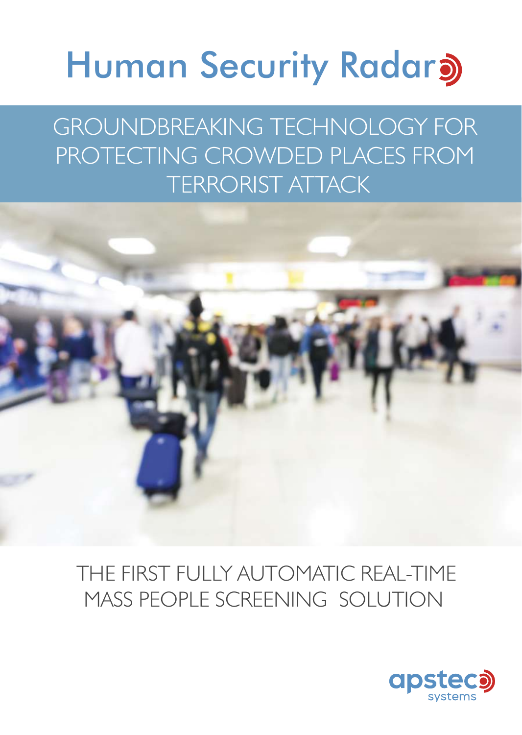# Human Security Radar

## GROUNDBREAKING TECHNOLOGY FOR PROTECTING CROWDED PLACES FROM TERRORIST ATTACK

THE FIRST FULLY AUTOMATIC REAL-TIME MASS PEOPLE SCREENING SOLUTION

apstec systems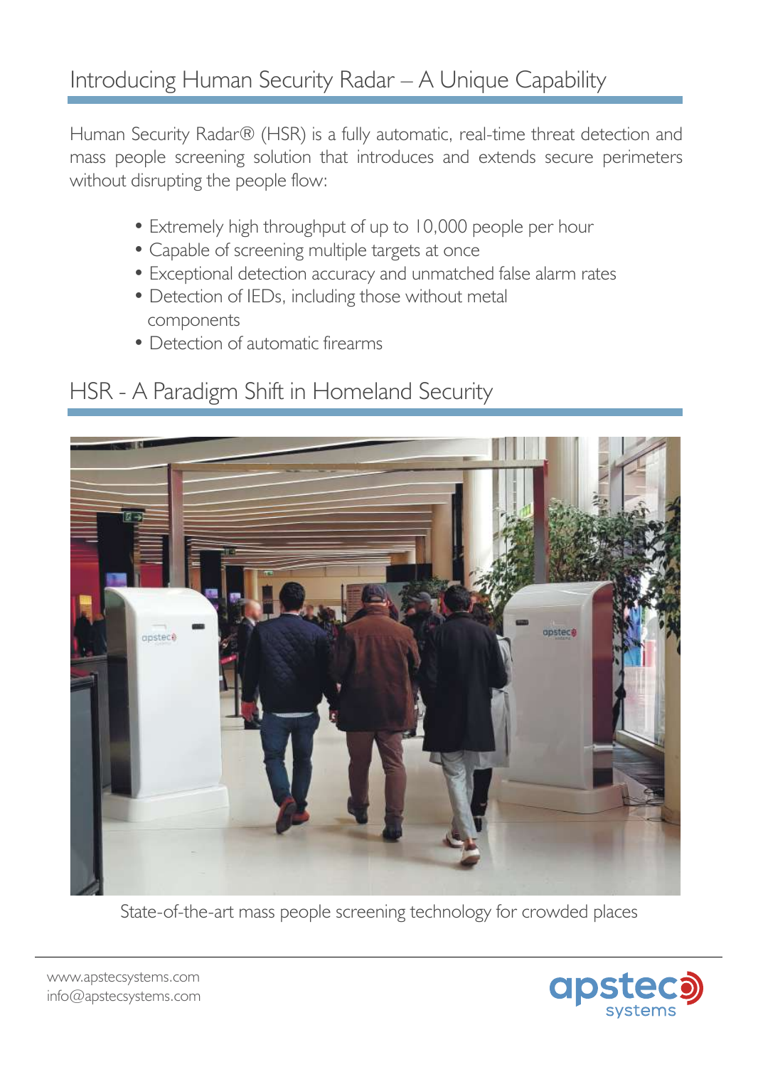## Introducing Human Security Radar – A Unique Capability

Human Security Radar® (HSR) is a fully automatic, real-time threat detection and mass people screening solution that introduces and extends secure perimeters without disrupting the people flow:

- Extremely high throughput of up to 10,000 people per hour
- Capable of screening multiple targets at once
- Exceptional detection accuracy and unmatched false alarm rates
- Detection of IEDs, including those without metal components
- Detection of automatic firearms

## HSR - A Paradigm Shift in Homeland Security

State-of-the-art mass people screening technology for crowded places

www.apstecsystems.com
info@apstecsystems.com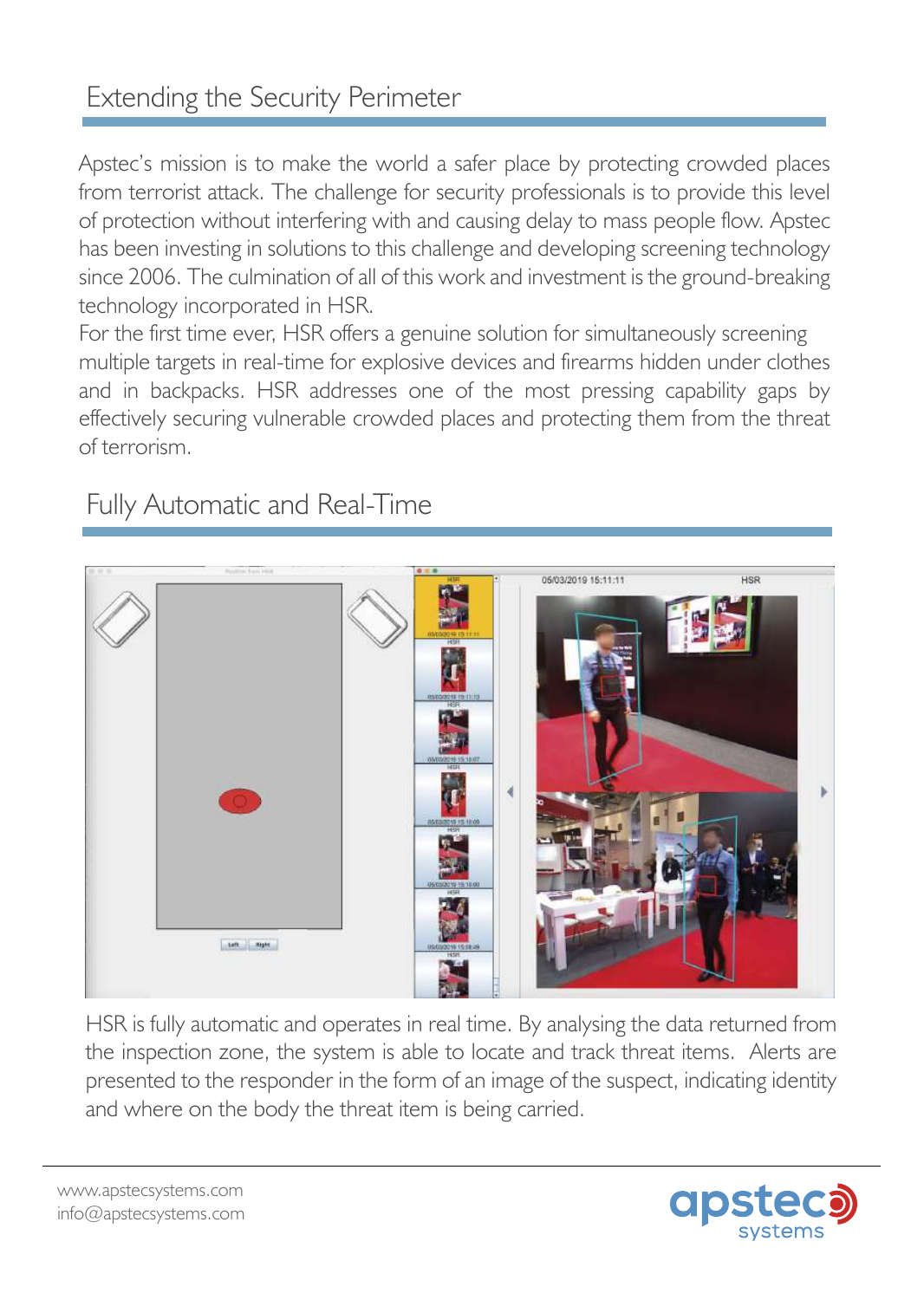## Extending the Security Perimeter

Apstec's mission is to make the world a safer place by protecting crowded places from terrorist attack. The challenge for security professionals is to provide this level of protection without interfering with and causing delay to mass people flow. Apstec has been investing in solutions to this challenge and developing screening technology since 2006. The culmination of all of this work and investment is the ground-breaking technology incorporated in HSR.

For the first time ever, HSR offers a genuine solution for simultaneously screening multiple targets in real-time for explosive devices and firearms hidden under clothes and in backpacks. HSR addresses one of the most pressing capability gaps by effectively securing vulnerable crowded places and protecting them from the threat of terrorism.

## Fully Automatic and Real-Time

HSR is fully automatic and operates in real time. By analysing the data returned from the inspection zone, the system is able to locate and track threat items. Alerts are presented to the responder in the form of an image of the suspect, indicating identity and where on the body the threat item is being carried.

www.apstecsystems.com
info@apstecsystems.com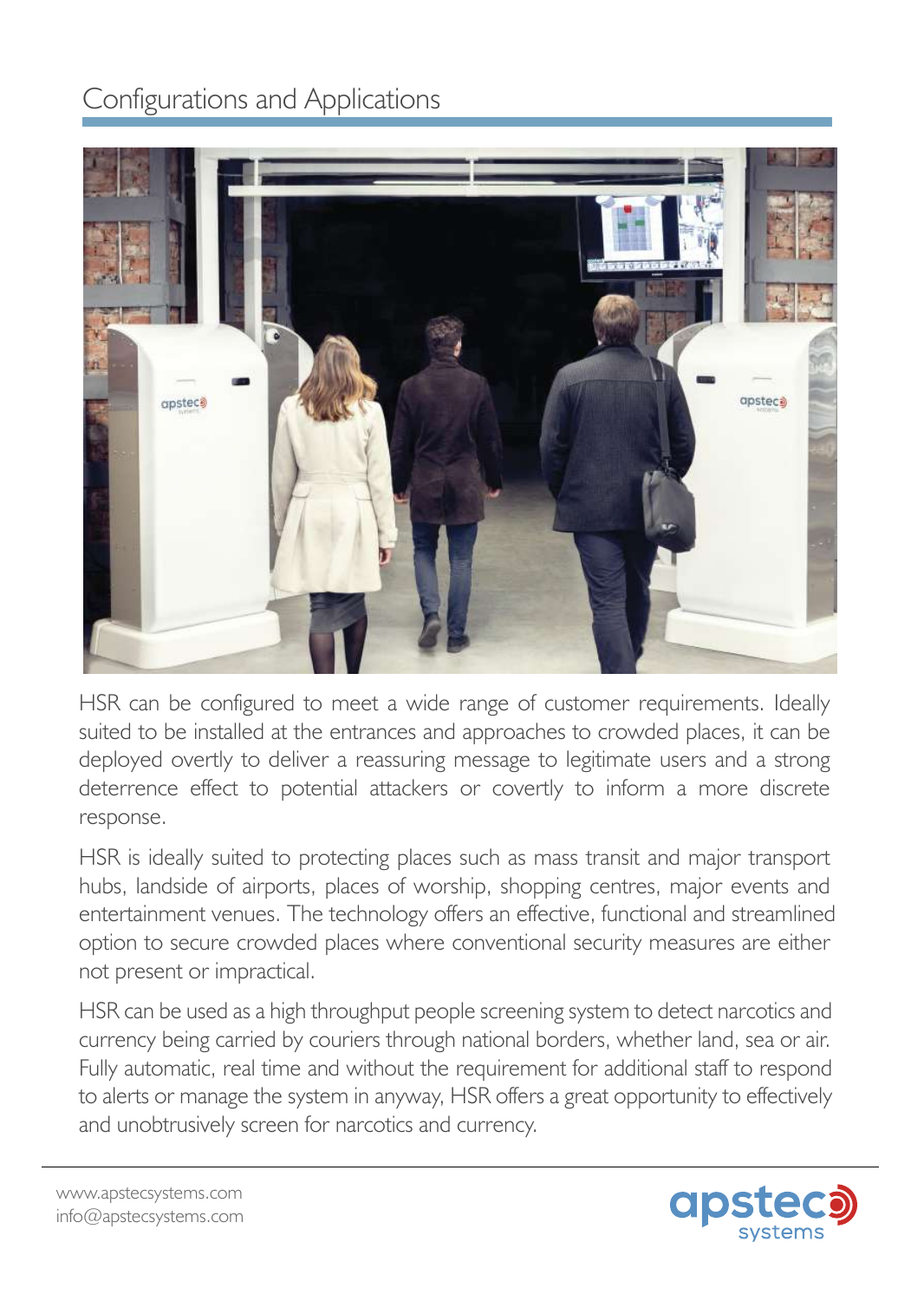# Configurations and Applications

HSR can be configured to meet a wide range of customer requirements. Ideally suited to be installed at the entrances and approaches to crowded places, it can be deployed overtly to deliver a reassuring message to legitimate users and a strong deterrence effect to potential attackers or covertly to inform a more discrete response.

HSR is ideally suited to protecting places such as mass transit and major transport hubs, landside of airports, places of worship, shopping centres, major events and entertainment venues. The technology offers an effective, functional and streamlined option to secure crowded places where conventional security measures are either not present or impractical.

HSR can be used as a high throughput people screening system to detect narcotics and currency being carried by couriers through national borders, whether land, sea or air. Fully automatic, real time and without the requirement for additional staff to respond to alerts or manage the system in anyway, HSR offers a great opportunity to effectively and unobtrusively screen for narcotics and currency.

www.apstecsystems.com
info@apstecsystems.com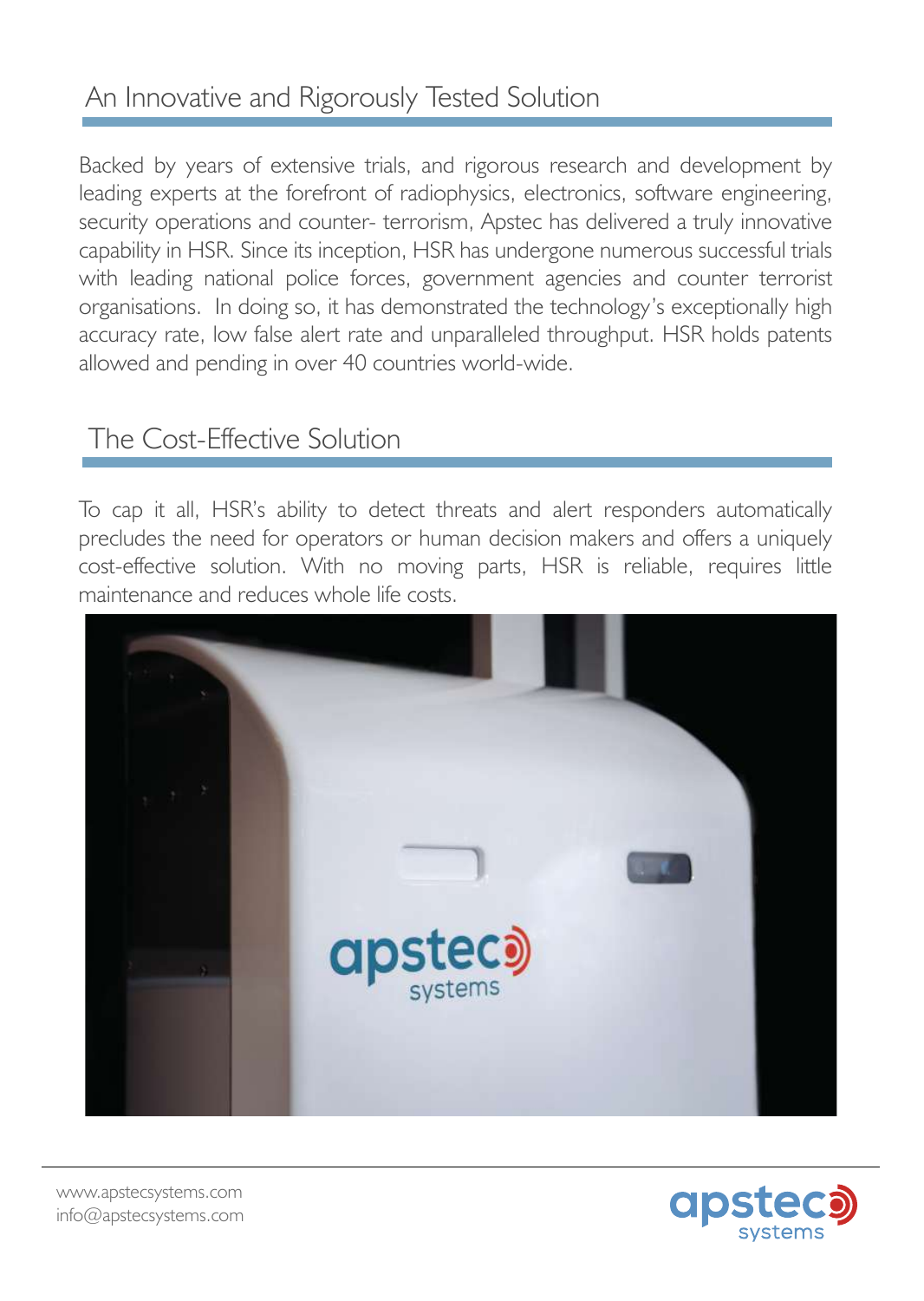## An Innovative and Rigorously Tested Solution

Backed by years of extensive trials, and rigorous research and development by leading experts at the forefront of radiophysics, electronics, software engineering, security operations and counter- terrorism, Apstec has delivered a truly innovative capability in HSR. Since its inception, HSR has undergone numerous successful trials with leading national police forces, government agencies and counter terrorist organisations. In doing so, it has demonstrated the technology's exceptionally high accuracy rate, low false alert rate and unparalleled throughput. HSR holds patents allowed and pending in over 40 countries world-wide.

## The Cost-Effective Solution

To cap it all, HSR's ability to detect threats and alert responders automatically precludes the need for operators or human decision makers and offers a uniquely cost-effective solution. With no moving parts, HSR is reliable, requires little maintenance and reduces whole life costs.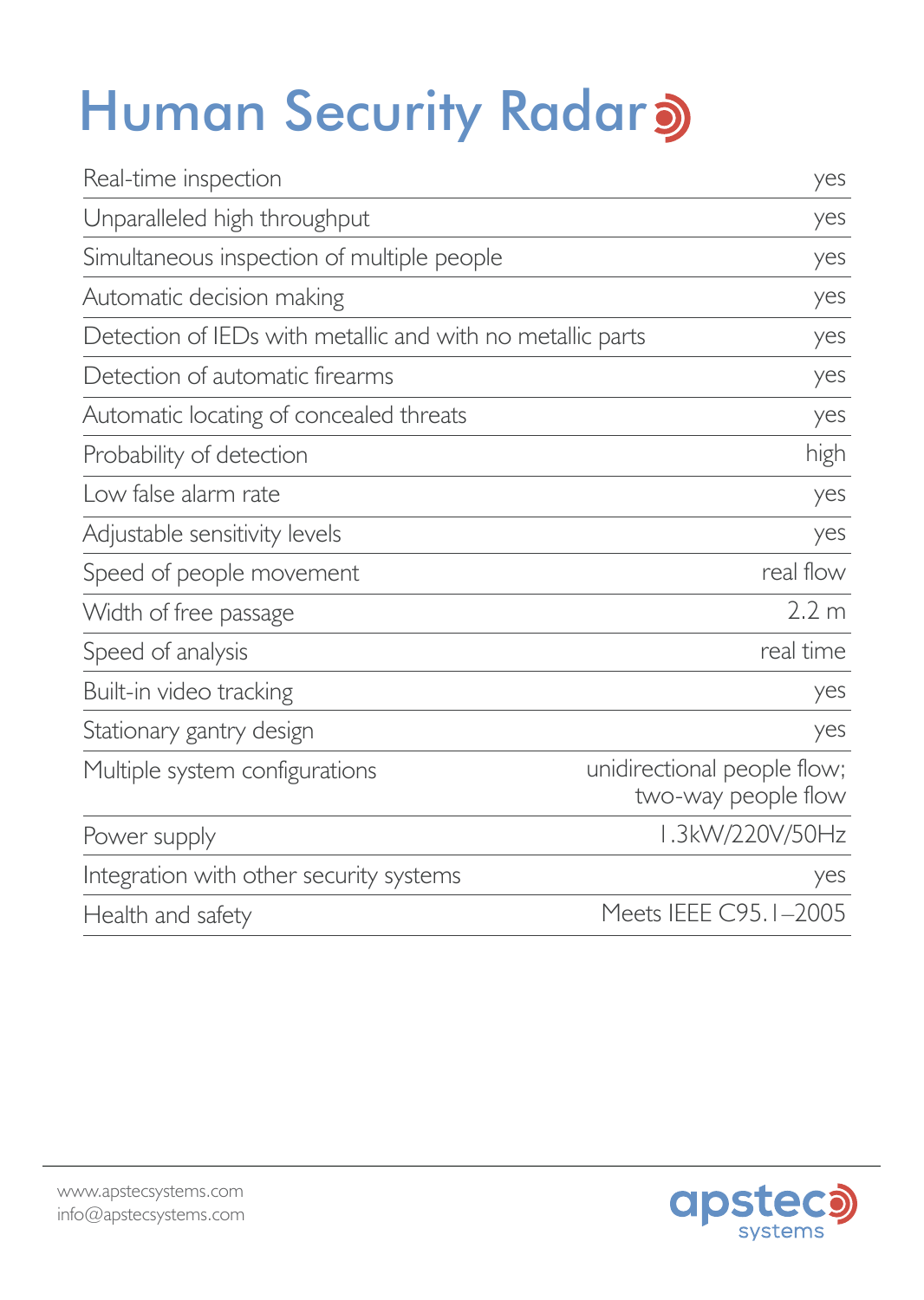# Human Security Radar

| | |
|---|---|
| Real-time inspection | yes |
| Unparalleled high throughput | yes |
| Simultaneous inspection of multiple people | yes |
| Automatic decision making | yes |
| Detection of IEDs with metallic and with no metallic parts | yes |
| Detection of automatic firearms | yes |
| Automatic locating of concealed threats | yes |
| Probability of detection | high |
| Low false alarm rate | yes |
| Adjustable sensitivity levels | yes |
| Speed of people movement | real flow |
| Width of free passage | 2.2 m |
| Speed of analysis | real time |
| Built-in video tracking | yes |
| Stationary gantry design | yes |
| Multiple system configurations | unidirectional people flow; two-way people flow |
| Power supply | 1.3kW/220V/50Hz |
| Integration with other security systems | yes |
| Health and safety | Meets IEEE C95.1–2005 |

www.apstecsystems.com
info@apstecsystems.com

apstec systems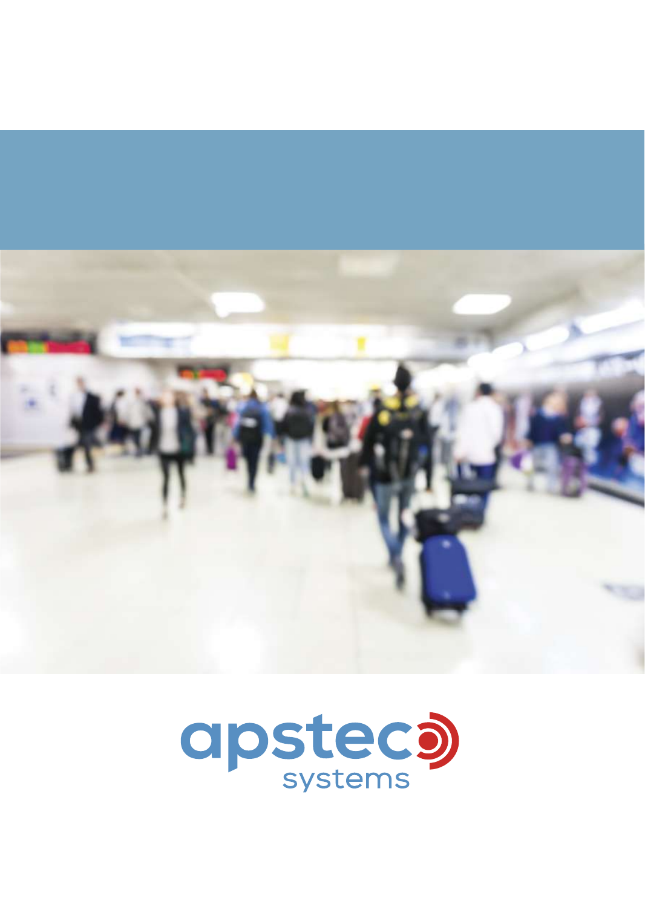apstec systems